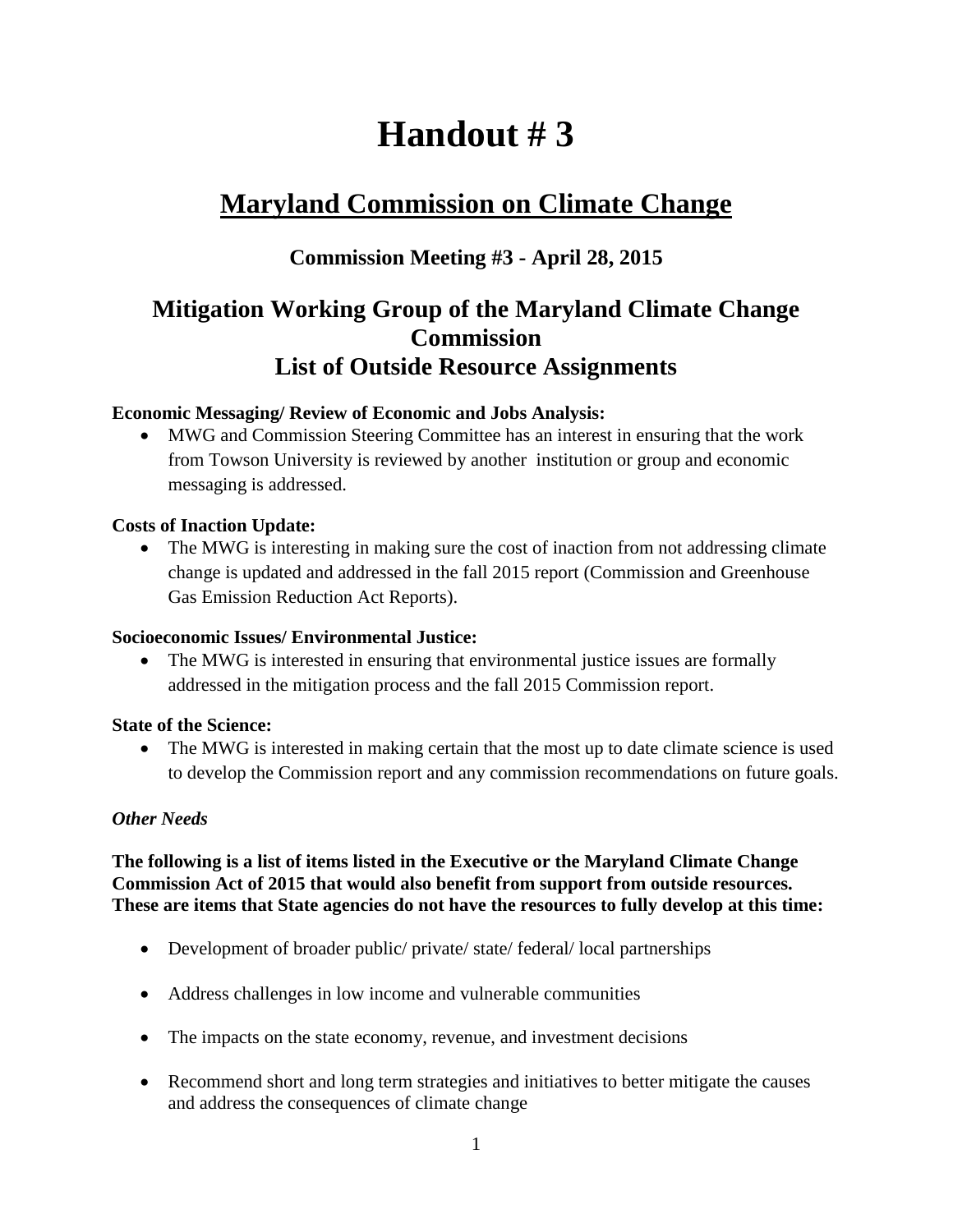# Handout # 3

## Maryland Commission on Climate Change

### Commission Meeting #3 - April 28, 2015

## Mitigation Working Group of the Maryland Climate Change Commission
## List of Outside Resource Assignments

**Economic Messaging/ Review of Economic and Jobs Analysis:**

- MWG and Commission Steering Committee has an interest in ensuring that the work from Towson University is reviewed by another institution or group and economic messaging is addressed.

**Costs of Inaction Update:**

- The MWG is interesting in making sure the cost of inaction from not addressing climate change is updated and addressed in the fall 2015 report (Commission and Greenhouse Gas Emission Reduction Act Reports).

**Socioeconomic Issues/ Environmental Justice:**

- The MWG is interested in ensuring that environmental justice issues are formally addressed in the mitigation process and the fall 2015 Commission report.

**State of the Science:**

- The MWG is interested in making certain that the most up to date climate science is used to develop the Commission report and any commission recommendations on future goals.

***Other Needs***

**The following is a list of items listed in the Executive or the Maryland Climate Change Commission Act of 2015 that would also benefit from support from outside resources. These are items that State agencies do not have the resources to fully develop at this time:**

- Development of broader public/ private/ state/ federal/ local partnerships
- Address challenges in low income and vulnerable communities
- The impacts on the state economy, revenue, and investment decisions
- Recommend short and long term strategies and initiatives to better mitigate the causes and address the consequences of climate change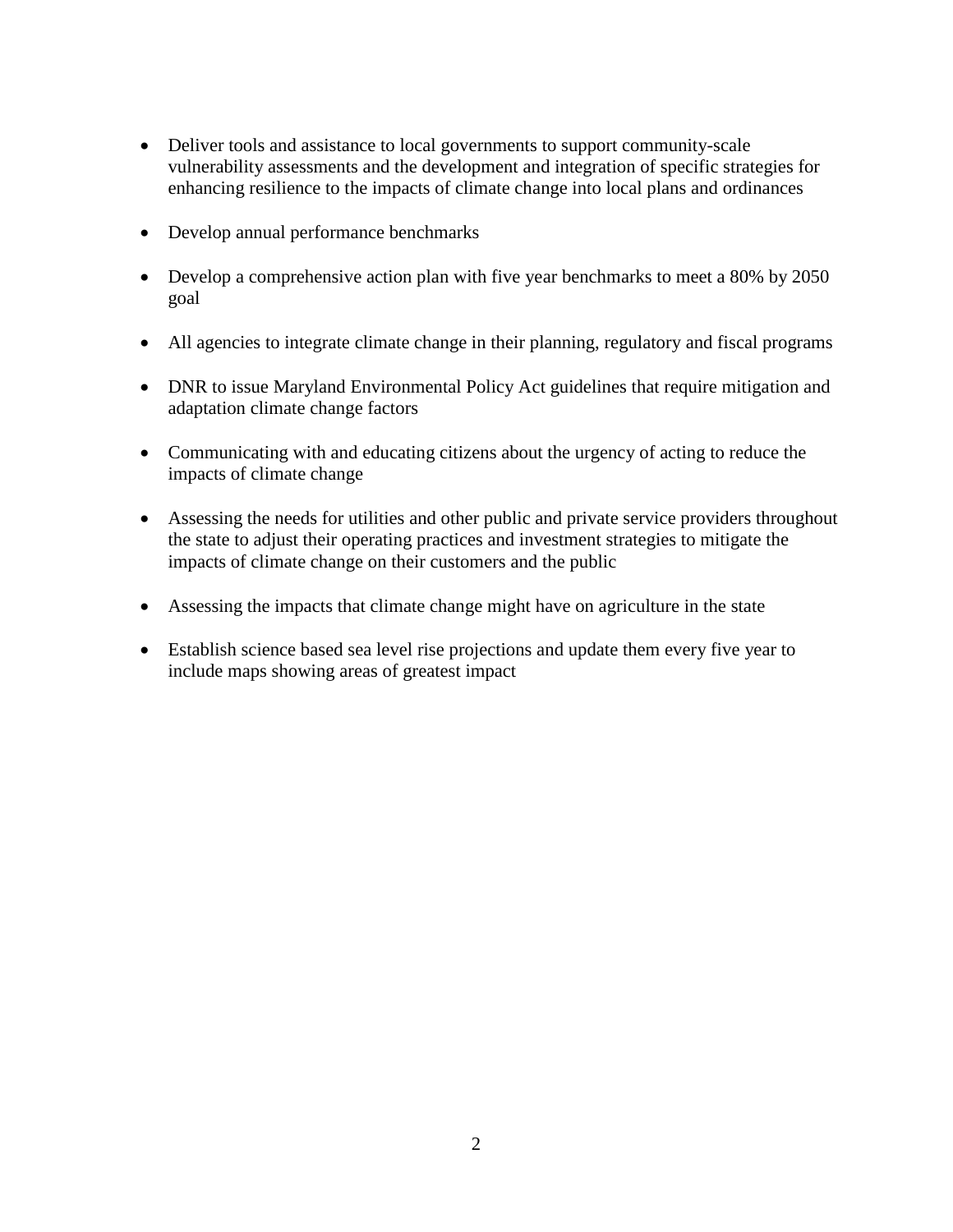- Deliver tools and assistance to local governments to support community-scale vulnerability assessments and the development and integration of specific strategies for enhancing resilience to the impacts of climate change into local plans and ordinances

- Develop annual performance benchmarks

- Develop a comprehensive action plan with five year benchmarks to meet a 80% by 2050 goal

- All agencies to integrate climate change in their planning, regulatory and fiscal programs

- DNR to issue Maryland Environmental Policy Act guidelines that require mitigation and adaptation climate change factors

- Communicating with and educating citizens about the urgency of acting to reduce the impacts of climate change

- Assessing the needs for utilities and other public and private service providers throughout the state to adjust their operating practices and investment strategies to mitigate the impacts of climate change on their customers and the public

- Assessing the impacts that climate change might have on agriculture in the state

- Establish science based sea level rise projections and update them every five year to include maps showing areas of greatest impact